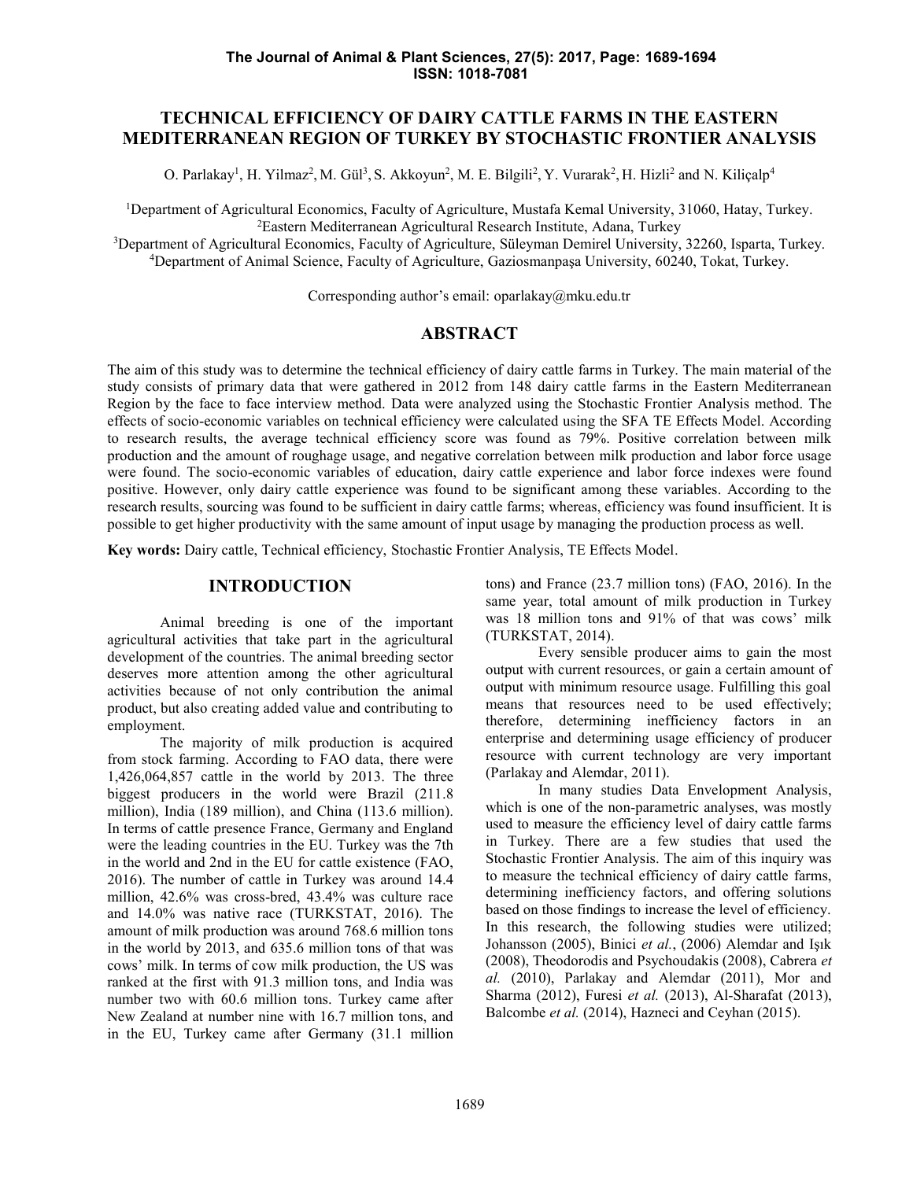# TECHNICAL EFFICIENCY OF DAIRY CATTLE FARMS IN THE EASTERN MEDITERRANEAN REGION OF TURKEY BY STOCHASTIC FRONTIER ANALYSIS

O. Parlakay[1], H. Yilmaz[2], M. Gül[3], S. Akkoyun[2], M. E. Bilgili[2], Y. Vurarak[2], H. Hizli[2] and N. Kiliçalp[4]

[1]Department of Agricultural Economics, Faculty of Agriculture, Mustafa Kemal University, 31060, Hatay, Turkey.
[2]Eastern Mediterranean Agricultural Research Institute, Adana, Turkey
[3]Department of Agricultural Economics, Faculty of Agriculture, Süleyman Demirel University, 32260, Isparta, Turkey.
[4]Department of Animal Science, Faculty of Agriculture, Gaziosmanpaşa University, 60240, Tokat, Turkey.

Corresponding author's email: oparlakay@mku.edu.tr

## ABSTRACT

The aim of this study was to determine the technical efficiency of dairy cattle farms in Turkey. The main material of the study consists of primary data that were gathered in 2012 from 148 dairy cattle farms in the Eastern Mediterranean Region by the face to face interview method. Data were analyzed using the Stochastic Frontier Analysis method. The effects of socio-economic variables on technical efficiency were calculated using the SFA TE Effects Model. According to research results, the average technical efficiency score was found as 79%. Positive correlation between milk production and the amount of roughage usage, and negative correlation between milk production and labor force usage were found. The socio-economic variables of education, dairy cattle experience and labor force indexes were found positive. However, only dairy cattle experience was found to be significant among these variables. According to the research results, sourcing was found to be sufficient in dairy cattle farms; whereas, efficiency was found insufficient. It is possible to get higher productivity with the same amount of input usage by managing the production process as well.

**Key words:** Dairy cattle, Technical efficiency, Stochastic Frontier Analysis, TE Effects Model.

## INTRODUCTION

Animal breeding is one of the important agricultural activities that take part in the agricultural development of the countries. The animal breeding sector deserves more attention among the other agricultural activities because of not only contribution the animal product, but also creating added value and contributing to employment.

The majority of milk production is acquired from stock farming. According to FAO data, there were 1,426,064,857 cattle in the world by 2013. The three biggest producers in the world were Brazil (211.8 million), India (189 million), and China (113.6 million). In terms of cattle presence France, Germany and England were the leading countries in the EU. Turkey was the 7th in the world and 2nd in the EU for cattle existence (FAO, 2016). The number of cattle in Turkey was around 14.4 million, 42.6% was cross-bred, 43.4% was culture race and 14.0% was native race (TURKSTAT, 2016). The amount of milk production was around 768.6 million tons in the world by 2013, and 635.6 million tons of that was cows' milk. In terms of cow milk production, the US was ranked at the first with 91.3 million tons, and India was number two with 60.6 million tons. Turkey came after New Zealand at number nine with 16.7 million tons, and in the EU, Turkey came after Germany (31.1 million tons) and France (23.7 million tons) (FAO, 2016). In the same year, total amount of milk production in Turkey was 18 million tons and 91% of that was cows' milk (TURKSTAT, 2014).

Every sensible producer aims to gain the most output with current resources, or gain a certain amount of output with minimum resource usage. Fulfilling this goal means that resources need to be used effectively; therefore, determining inefficiency factors in an enterprise and determining usage efficiency of producer resource with current technology are very important (Parlakay and Alemdar, 2011).

In many studies Data Envelopment Analysis, which is one of the non-parametric analyses, was mostly used to measure the efficiency level of dairy cattle farms in Turkey. There are a few studies that used the Stochastic Frontier Analysis. The aim of this inquiry was to measure the technical efficiency of dairy cattle farms, determining inefficiency factors, and offering solutions based on those findings to increase the level of efficiency. In this research, the following studies were utilized; Johansson (2005), Binici *et al.*, (2006) Alemdar and Işık (2008), Theodorodis and Psychoudakis (2008), Cabrera *et al.* (2010), Parlakay and Alemdar (2011), Mor and Sharma (2012), Furesi *et al.* (2013), Al-Sharafat (2013), Balcombe *et al.* (2014), Hazneci and Ceyhan (2015).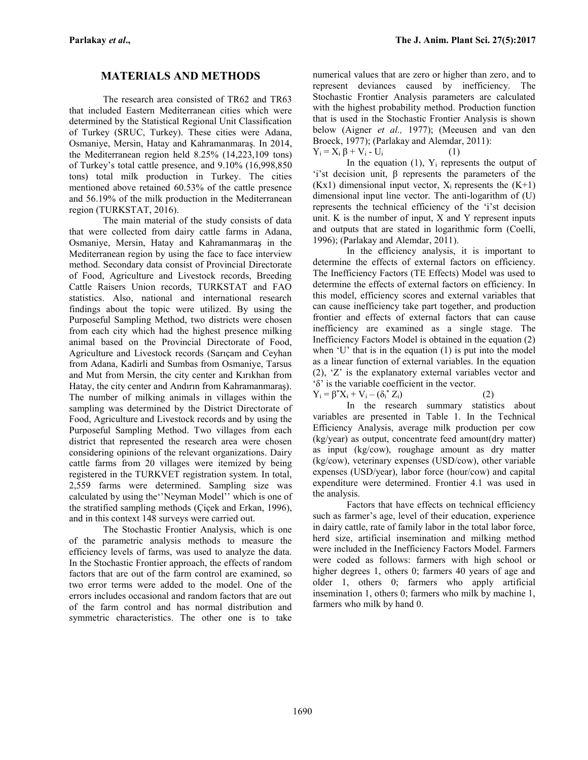## MATERIALS AND METHODS

The research area consisted of TR62 and TR63 that included Eastern Mediterranean cities which were determined by the Statistical Regional Unit Classification of Turkey (SRUC, Turkey). These cities were Adana, Osmaniye, Mersin, Hatay and Kahramanmaraş. In 2014, the Mediterranean region held 8.25% (14,223,109 tons) of Turkey's total cattle presence, and 9.10% (16,998,850 tons) total milk production in Turkey. The cities mentioned above retained 60.53% of the cattle presence and 56.19% of the milk production in the Mediterranean region (TURKSTAT, 2016).

The main material of the study consists of data that were collected from dairy cattle farms in Adana, Osmaniye, Mersin, Hatay and Kahramanmaraş in the Mediterranean region by using the face to face interview method. Secondary data consist of Provincial Directorate of Food, Agriculture and Livestock records, Breeding Cattle Raisers Union records, TURKSTAT and FAO statistics. Also, national and international research findings about the topic were utilized. By using the Purposeful Sampling Method, two districts were chosen from each city which had the highest presence milking animal based on the Provincial Directorate of Food, Agriculture and Livestock records (Sarıçam and Ceyhan from Adana, Kadirli and Sumbas from Osmaniye, Tarsus and Mut from Mersin, the city center and Kırıkhan from Hatay, the city center and Andırın from Kahramanmaraş). The number of milking animals in villages within the sampling was determined by the District Directorate of Food, Agriculture and Livestock records and by using the Purposeful Sampling Method. Two villages from each district that represented the research area were chosen considering opinions of the relevant organizations. Dairy cattle farms from 20 villages were itemized by being registered in the TURKVET registration system. In total, 2,559 farms were determined. Sampling size was calculated by using the''Neyman Model'' which is one of the stratified sampling methods (Çiçek and Erkan, 1996), and in this context 148 surveys were carried out.

The Stochastic Frontier Analysis, which is one of the parametric analysis methods to measure the efficiency levels of farms, was used to analyze the data. In the Stochastic Frontier approach, the effects of random factors that are out of the farm control are examined, so two error terms were added to the model. One of the errors includes occasional and random factors that are out of the farm control and has normal distribution and symmetric characteristics. The other one is to take numerical values that are zero or higher than zero, and to represent deviances caused by inefficiency. The Stochastic Frontier Analysis parameters are calculated with the highest probability method. Production function that is used in the Stochastic Frontier Analysis is shown below (Aigner *et al.,* 1977); (Meeusen and van den Broeck, 1977); (Parlakay and Alemdar, 2011):

$$Y_i = X_i \beta + V_i - U_i \qquad (1)$$

In the equation (1), $Y_i$ represents the output of 'i'st decision unit, $\beta$ represents the parameters of the (Kx1) dimensional input vector, $X_i$ represents the (K+1) dimensional input line vector. The anti-logarithm of (U) represents the technical efficiency of the 'i'st decision unit. K is the number of input, X and Y represent inputs and outputs that are stated in logarithmic form (Coelli, 1996); (Parlakay and Alemdar, 2011).

In the efficiency analysis, it is important to determine the effects of external factors on efficiency. The Inefficiency Factors (TE Effects) Model was used to determine the effects of external factors on efficiency. In this model, efficiency scores and external variables that can cause inefficiency take part together, and production frontier and effects of external factors that can cause inefficiency are examined as a single stage. The Inefficiency Factors Model is obtained in the equation (2) when 'U' that is in the equation (1) is put into the model as a linear function of external variables. In the equation (2), 'Z' is the explanatory external variables vector and 'δ' is the variable coefficient in the vector.

$$Y_i = \beta^* X_i + V_i - (\delta_i^* Z_i) \qquad (2)$$

In the research summary statistics about variables are presented in Table 1. In the Technical Efficiency Analysis, average milk production per cow (kg/year) as output, concentrate feed amount(dry matter) as input (kg/cow), roughage amount as dry matter (kg/cow), veterinary expenses (USD/cow), other variable expenses (USD/year), labor force (hour/cow) and capital expenditure were determined. Frontier 4.1 was used in the analysis.

Factors that have effects on technical efficiency such as farmer's age, level of their education, experience in dairy cattle, rate of family labor in the total labor force, herd size, artificial insemination and milking method were included in the Inefficiency Factors Model. Farmers were coded as follows: farmers with high school or higher degrees 1, others 0; farmers 40 years of age and older 1, others 0; farmers who apply artificial insemination 1, others 0; farmers who milk by machine 1, farmers who milk by hand 0.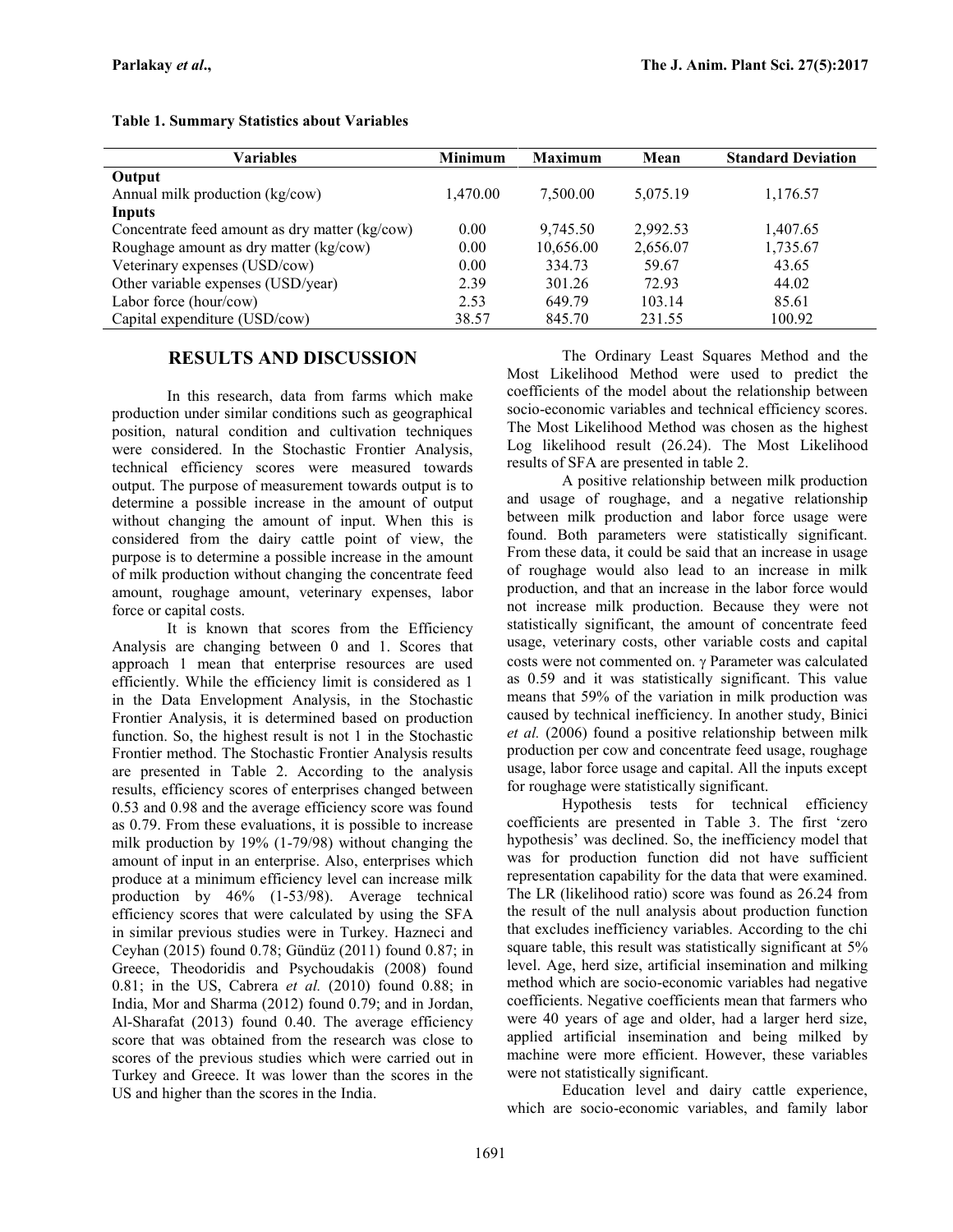**Table 1. Summary Statistics about Variables**

| Variables | Minimum | Maximum | Mean | Standard Deviation |
|---|---|---|---|---|
| **Output** | | | | |
| Annual milk production (kg/cow) | 1,470.00 | 7,500.00 | 5,075.19 | 1,176.57 |
| **Inputs** | | | | |
| Concentrate feed amount as dry matter (kg/cow) | 0.00 | 9,745.50 | 2,992.53 | 1,407.65 |
| Roughage amount as dry matter (kg/cow) | 0.00 | 10,656.00 | 2,656.07 | 1,735.67 |
| Veterinary expenses (USD/cow) | 0.00 | 334.73 | 59.67 | 43.65 |
| Other variable expenses (USD/year) | 2.39 | 301.26 | 72.93 | 44.02 |
| Labor force (hour/cow) | 2.53 | 649.79 | 103.14 | 85.61 |
| Capital expenditure (USD/cow) | 38.57 | 845.70 | 231.55 | 100.92 |

## RESULTS AND DISCUSSION

In this research, data from farms which make production under similar conditions such as geographical position, natural condition and cultivation techniques were considered. In the Stochastic Frontier Analysis, technical efficiency scores were measured towards output. The purpose of measurement towards output is to determine a possible increase in the amount of output without changing the amount of input. When this is considered from the dairy cattle point of view, the purpose is to determine a possible increase in the amount of milk production without changing the concentrate feed amount, roughage amount, veterinary expenses, labor force or capital costs.

It is known that scores from the Efficiency Analysis are changing between 0 and 1. Scores that approach 1 mean that enterprise resources are used efficiently. While the efficiency limit is considered as 1 in the Data Envelopment Analysis, in the Stochastic Frontier Analysis, it is determined based on production function. So, the highest result is not 1 in the Stochastic Frontier method. The Stochastic Frontier Analysis results are presented in Table 2. According to the analysis results, efficiency scores of enterprises changed between 0.53 and 0.98 and the average efficiency score was found as 0.79. From these evaluations, it is possible to increase milk production by 19% (1-79/98) without changing the amount of input in an enterprise. Also, enterprises which produce at a minimum efficiency level can increase milk production by 46% (1-53/98). Average technical efficiency scores that were calculated by using the SFA in similar previous studies were in Turkey. Hazneci and Ceyhan (2015) found 0.78; Gündüz (2011) found 0.87; in Greece, Theodoridis and Psychoudakis (2008) found 0.81; in the US, Cabrera *et al.* (2010) found 0.88; in India, Mor and Sharma (2012) found 0.79; and in Jordan, Al-Sharafat (2013) found 0.40. The average efficiency score that was obtained from the research was close to scores of the previous studies which were carried out in Turkey and Greece. It was lower than the scores in the US and higher than the scores in the India.

The Ordinary Least Squares Method and the Most Likelihood Method were used to predict the coefficients of the model about the relationship between socio-economic variables and technical efficiency scores. The Most Likelihood Method was chosen as the highest Log likelihood result (26.24). The Most Likelihood results of SFA are presented in table 2.

A positive relationship between milk production and usage of roughage, and a negative relationship between milk production and labor force usage were found. Both parameters were statistically significant. From these data, it could be said that an increase in usage of roughage would also lead to an increase in milk production, and that an increase in the labor force would not increase milk production. Because they were not statistically significant, the amount of concentrate feed usage, veterinary costs, other variable costs and capital costs were not commented on. $\gamma$ Parameter was calculated as 0.59 and it was statistically significant. This value means that 59% of the variation in milk production was caused by technical inefficiency. In another study, Binici *et al.* (2006) found a positive relationship between milk production per cow and concentrate feed usage, roughage usage, labor force usage and capital. All the inputs except for roughage were statistically significant.

Hypothesis tests for technical efficiency coefficients are presented in Table 3. The first 'zero hypothesis' was declined. So, the inefficiency model that was for production function did not have sufficient representation capability for the data that were examined. The LR (likelihood ratio) score was found as 26.24 from the result of the null analysis about production function that excludes inefficiency variables. According to the chi square table, this result was statistically significant at 5% level. Age, herd size, artificial insemination and milking method which are socio-economic variables had negative coefficients. Negative coefficients mean that farmers who were 40 years of age and older, had a larger herd size, applied artificial insemination and being milked by machine were more efficient. However, these variables were not statistically significant.

Education level and dairy cattle experience, which are socio-economic variables, and family labor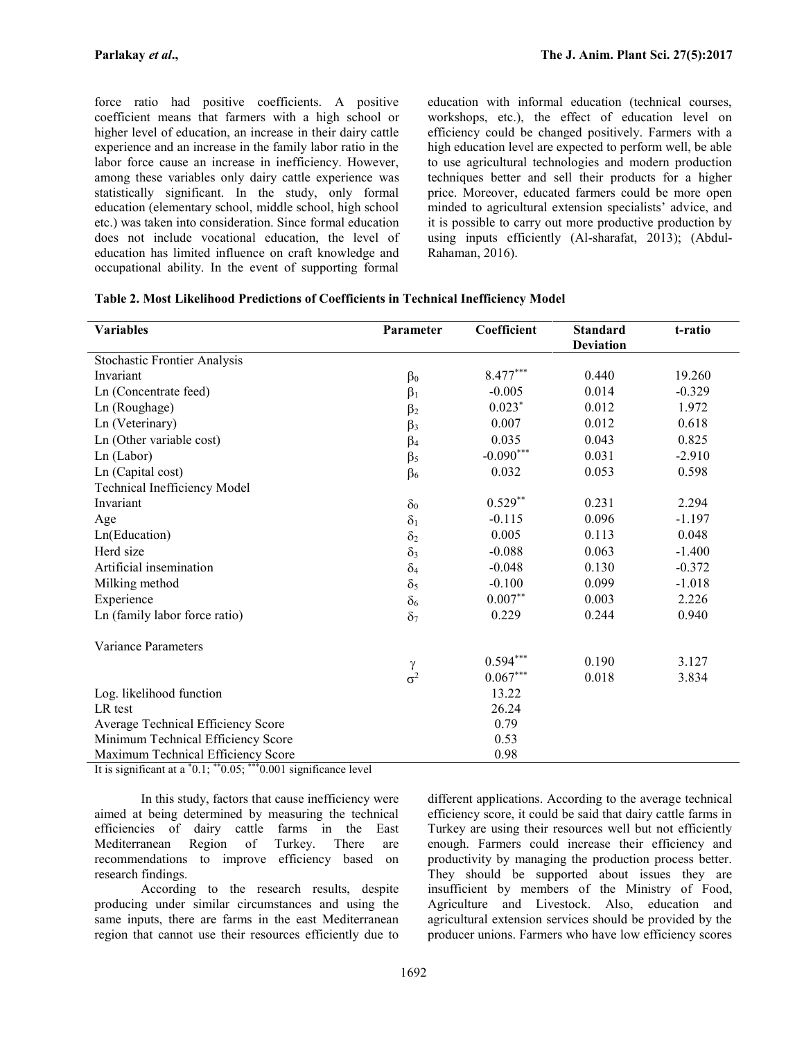force ratio had positive coefficients. A positive coefficient means that farmers with a high school or higher level of education, an increase in their dairy cattle experience and an increase in the family labor ratio in the labor force cause an increase in inefficiency. However, among these variables only dairy cattle experience was statistically significant. In the study, only formal education (elementary school, middle school, high school etc.) was taken into consideration. Since formal education does not include vocational education, the level of education has limited influence on craft knowledge and occupational ability. In the event of supporting formal education with informal education (technical courses, workshops, etc.), the effect of education level on efficiency could be changed positively. Farmers with a high education level are expected to perform well, be able to use agricultural technologies and modern production techniques better and sell their products for a higher price. Moreover, educated farmers could be more open minded to agricultural extension specialists' advice, and it is possible to carry out more productive production by using inputs efficiently (Al-sharafat, 2013); (Abdul-Rahaman, 2016).

**Table 2. Most Likelihood Predictions of Coefficients in Technical Inefficiency Model**

| Variables | Parameter | Coefficient | Standard Deviation | t-ratio |
|---|---|---|---|---|
| Stochastic Frontier Analysis | | | | |
| Invariant | $\beta_0$ | 8.477*** | 0.440 | 19.260 |
| Ln (Concentrate feed) | $\beta_1$ | -0.005 | 0.014 | -0.329 |
| Ln (Roughage) | $\beta_2$ | 0.023* | 0.012 | 1.972 |
| Ln (Veterinary) | $\beta_3$ | 0.007 | 0.012 | 0.618 |
| Ln (Other variable cost) | $\beta_4$ | 0.035 | 0.043 | 0.825 |
| Ln (Labor) | $\beta_5$ | -0.090*** | 0.031 | -2.910 |
| Ln (Capital cost) | $\beta_6$ | 0.032 | 0.053 | 0.598 |
| Technical Inefficiency Model | | | | |
| Invariant | $\delta_0$ | 0.529** | 0.231 | 2.294 |
| Age | $\delta_1$ | -0.115 | 0.096 | -1.197 |
| Ln(Education) | $\delta_2$ | 0.005 | 0.113 | 0.048 |
| Herd size | $\delta_3$ | -0.088 | 0.063 | -1.400 |
| Artificial insemination | $\delta_4$ | -0.048 | 0.130 | -0.372 |
| Milking method | $\delta_5$ | -0.100 | 0.099 | -1.018 |
| Experience | $\delta_6$ | 0.007** | 0.003 | 2.226 |
| Ln (family labor force ratio) | $\delta_7$ | 0.229 | 0.244 | 0.940 |
| Variance Parameters | | | | |
| | $\gamma$ | 0.594*** | 0.190 | 3.127 |
| | $\sigma^2$ | 0.067*** | 0.018 | 3.834 |
| Log. likelihood function | | 13.22 | | |
| LR test | | 26.24 | | |
| Average Technical Efficiency Score | | 0.79 | | |
| Minimum Technical Efficiency Score | | 0.53 | | |
| Maximum Technical Efficiency Score | | 0.98 | | |

It is significant at a *0.1; **0.05; ***0.001 significance level

In this study, factors that cause inefficiency were aimed at being determined by measuring the technical efficiencies of dairy cattle farms in the East Mediterranean Region of Turkey. There are recommendations to improve efficiency based on research findings.

According to the research results, despite producing under similar circumstances and using the same inputs, there are farms in the east Mediterranean region that cannot use their resources efficiently due to different applications. According to the average technical efficiency score, it could be said that dairy cattle farms in Turkey are using their resources well but not efficiently enough. Farmers could increase their efficiency and productivity by managing the production process better. They should be supported about issues they are insufficient by members of the Ministry of Food, Agriculture and Livestock. Also, education and agricultural extension services should be provided by the producer unions. Farmers who have low efficiency scores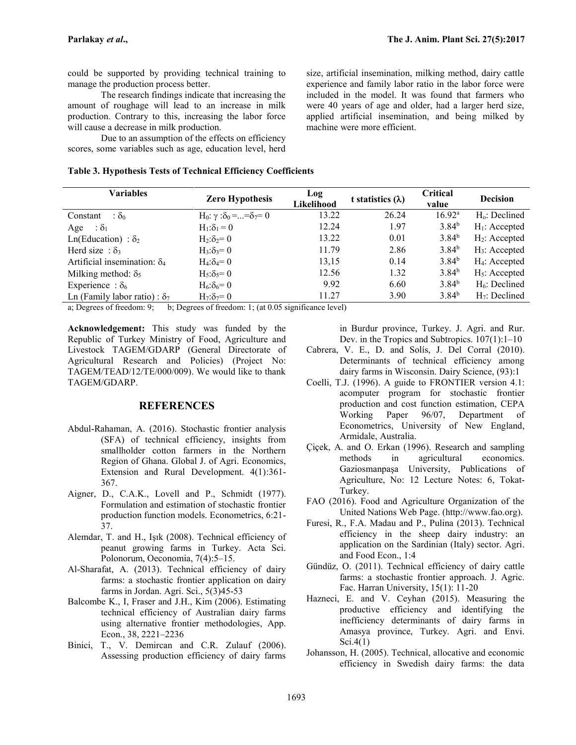could be supported by providing technical training to manage the production process better.

The research findings indicate that increasing the amount of roughage will lead to an increase in milk production. Contrary to this, increasing the labor force will cause a decrease in milk production.

Due to an assumption of the effects on efficiency scores, some variables such as age, education level, herd size, artificial insemination, milking method, dairy cattle experience and family labor ratio in the labor force were included in the model. It was found that farmers who were 40 years of age and older, had a larger herd size, applied artificial insemination, and being milked by machine were more efficient.

**Table 3. Hypothesis Tests of Technical Efficiency Coefficients**

| Variables | Zero Hypothesis | Log Likelihood | t statistics ($\lambda$) | Critical value | Decision |
|---|---|---|---|---|---|
| Constant : $\delta_0$ | $H_0$: $\gamma$ : $\delta_0 = ... = \delta_7 = 0$ | 13.22 | 26.24 | 16.92[a] | $H_o$: Declined |
| Age : $\delta_1$ | $H_1$: $\delta_1 = 0$ | 12.24 | 1.97 | 3.84[b] | $H_1$: Accepted |
| Ln(Education) : $\delta_2$ | $H_2$: $\delta_2 = 0$ | 13.22 | 0.01 | 3.84[b] | $H_2$: Accepted |
| Herd size : $\delta_3$ | $H_3$: $\delta_3 = 0$ | 11.79 | 2.86 | 3.84[b] | $H_3$: Accepted |
| Artificial insemination: $\delta_4$ | $H_4$: $\delta_4 = 0$ | 13,15 | 0.14 | 3.84[b] | $H_4$: Accepted |
| Milking method: $\delta_5$ | $H_5$: $\delta_5 = 0$ | 12.56 | 1.32 | 3.84[b] | $H_5$: Accepted |
| Experience : $\delta_6$ | $H_6$: $\delta_6 = 0$ | 9.92 | 6.60 | 3.84[b] | $H_6$: Declined |
| Ln (Family labor ratio) : $\delta_7$ | $H_7$: $\delta_7 = 0$ | 11.27 | 3.90 | 3.84[b] | $H_7$: Declined |

a; Degrees of freedom: 9; b; Degrees of freedom: 1; (at 0.05 significance level)

**Acknowledgement:** This study was funded by the Republic of Turkey Ministry of Food, Agriculture and Livestock TAGEM/GDARP (General Directorate of Agricultural Research and Policies) (Project No: TAGEM/TEAD/12/TE/000/009). We would like to thank TAGEM/GDARP.

## REFERENCES

Abdul-Rahaman, A. (2016). Stochastic frontier analysis (SFA) of technical efficiency, insights from smallholder cotton farmers in the Northern Region of Ghana. Global J. of Agri. Economics, Extension and Rural Development. 4(1):361-367.

Aigner, D., C.A.K., Lovell and P., Schmidt (1977). Formulation and estimation of stochastic frontier production function models. Econometrics, 6:21-37.

Alemdar, T. and H., Işık (2008). Technical efficiency of peanut growing farms in Turkey. Acta Sci. Polonorum, Oeconomia, 7(4):5–15.

Al-Sharafat, A. (2013). Technical efficiency of dairy farms: a stochastic frontier application on dairy farms in Jordan. Agri. Sci., 5(3)45-53

Balcombe K., I, Fraser and J.H., Kim (2006). Estimating technical efficiency of Australian dairy farms using alternative frontier methodologies, App. Econ., 38, 2221–2236

Binici, T., V. Demircan and C.R. Zulauf (2006). Assessing production efficiency of dairy farms in Burdur province, Turkey. J. Agri. and Rur. Dev. in the Tropics and Subtropics. 107(1):1–10

Cabrera, V. E., D. and Solís, J. Del Corral (2010). Determinants of technical efficiency among dairy farms in Wisconsin. Dairy Science, (93):1

Coelli, T.J. (1996). A guide to FRONTIER version 4.1: acomputer program for stochastic frontier production and cost function estimation, CEPA Working Paper 96/07, Department of Econometrics, University of New England, Armidale, Australia.

Çiçek, A. and O. Erkan (1996). Research and sampling methods in agricultural economics. Gaziosmanpaşa University, Publications of Agriculture, No: 12 Lecture Notes: 6, Tokat-Turkey.

FAO (2016). Food and Agriculture Organization of the United Nations Web Page. (http://www.fao.org).

Furesi, R., F.A. Madau and P., Pulina (2013). Technical efficiency in the sheep dairy industry: an application on the Sardinian (Italy) sector. Agri. and Food Econ., 1:4

Gündüz, O. (2011). Technical efficiency of dairy cattle farms: a stochastic frontier approach. J. Agric. Fac. Harran University, 15(1): 11-20

Hazneci, E. and V. Ceyhan (2015). Measuring the productive efficiency and identifying the inefficiency determinants of dairy farms in Amasya province, Turkey. Agri. and Envi. Sci.4(1)

Johansson, H. (2005). Technical, allocative and economic efficiency in Swedish dairy farms: the data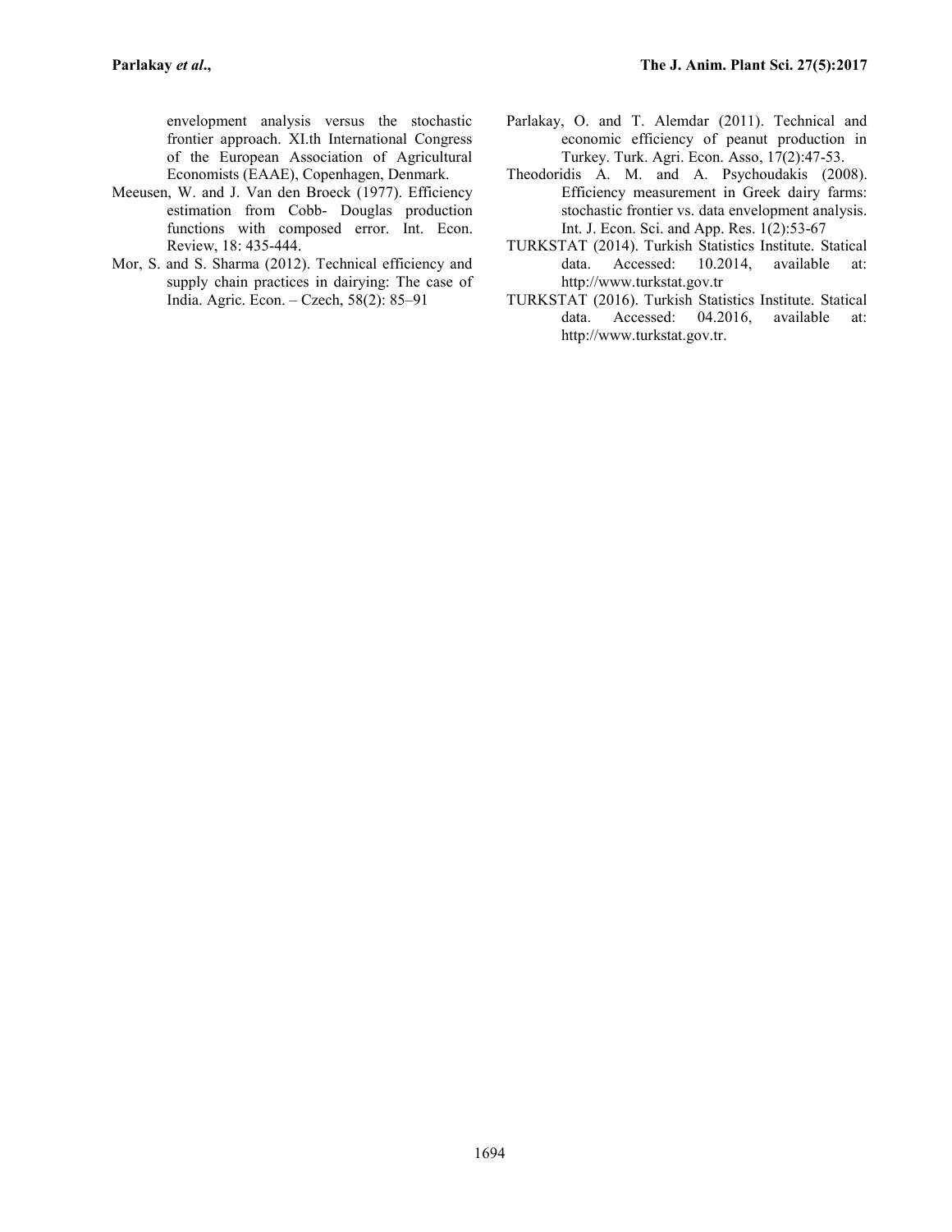envelopment analysis versus the stochastic frontier approach. XI.th International Congress of the European Association of Agricultural Economists (EAAE), Copenhagen, Denmark.

Meeusen, W. and J. Van den Broeck (1977). Efficiency estimation from Cobb- Douglas production functions with composed error. Int. Econ. Review, 18: 435-444.

Mor, S. and S. Sharma (2012). Technical efficiency and supply chain practices in dairying: The case of India. Agric. Econ. – Czech, 58(2): 85–91

Parlakay, O. and T. Alemdar (2011). Technical and economic efficiency of peanut production in Turkey. Turk. Agri. Econ. Asso, 17(2):47-53.

Theodoridis A. M. and A. Psychoudakis (2008). Efficiency measurement in Greek dairy farms: stochastic frontier vs. data envelopment analysis. Int. J. Econ. Sci. and App. Res. 1(2):53-67

TURKSTAT (2014). Turkish Statistics Institute. Statical data. Accessed: 10.2014, available at: http://www.turkstat.gov.tr

TURKSTAT (2016). Turkish Statistics Institute. Statical data. Accessed: 04.2016, available at: http://www.turkstat.gov.tr.